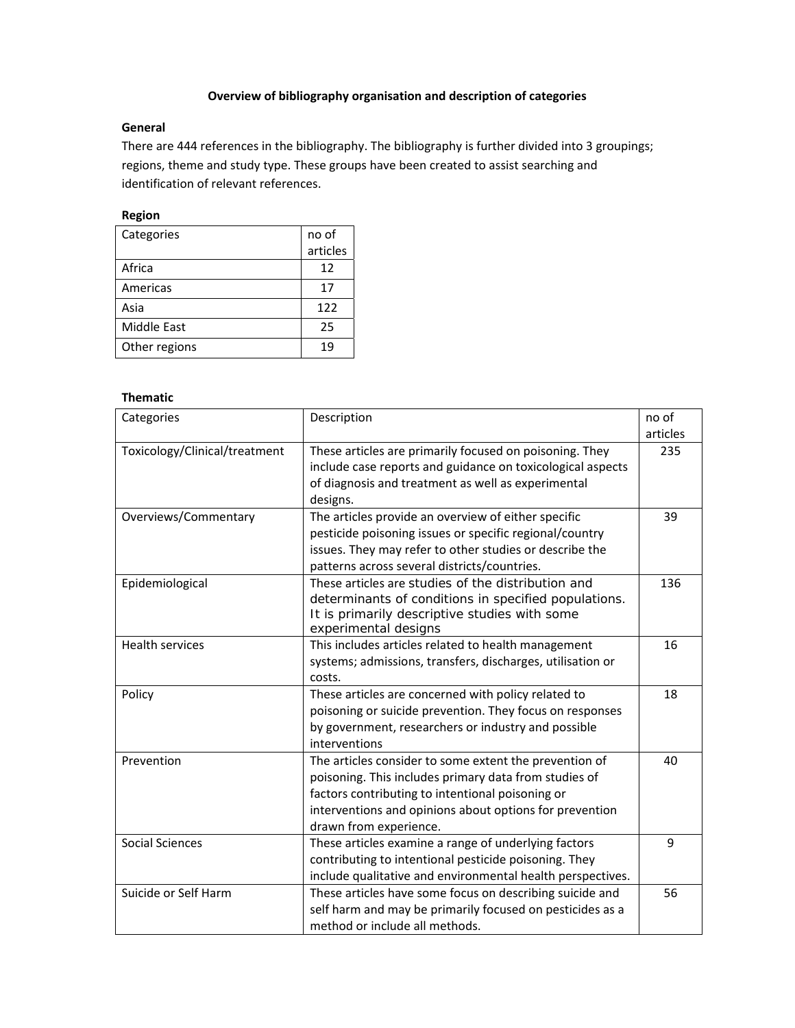# Overview of bibliography organisation and description of categories

## General

There are 444 references in the bibliography. The bibliography is further divided into 3 groupings; regions, theme and study type. These groups have been created to assist searching and identification of relevant references.

## Region

| Categories | no of articles |
|---|---|
| Africa | 12 |
| Americas | 17 |
| Asia | 122 |
| Middle East | 25 |
| Other regions | 19 |

## Thematic

| Categories | Description | no of articles |
|---|---|---|
| Toxicology/Clinical/treatment | These articles are primarily focused on poisoning. They include case reports and guidance on toxicological aspects of diagnosis and treatment as well as experimental designs. | 235 |
| Overviews/Commentary | The articles provide an overview of either specific pesticide poisoning issues or specific regional/country issues. They may refer to other studies or describe the patterns across several districts/countries. | 39 |
| Epidemiological | These articles are studies of the distribution and determinants of conditions in specified populations. It is primarily descriptive studies with some experimental designs | 136 |
| Health services | This includes articles related to health management systems; admissions, transfers, discharges, utilisation or costs. | 16 |
| Policy | These articles are concerned with policy related to poisoning or suicide prevention. They focus on responses by government, researchers or industry and possible interventions | 18 |
| Prevention | The articles consider to some extent the prevention of poisoning. This includes primary data from studies of factors contributing to intentional poisoning or interventions and opinions about options for prevention drawn from experience. | 40 |
| Social Sciences | These articles examine a range of underlying factors contributing to intentional pesticide poisoning. They include qualitative and environmental health perspectives. | 9 |
| Suicide or Self Harm | These articles have some focus on describing suicide and self harm and may be primarily focused on pesticides as a method or include all methods. | 56 |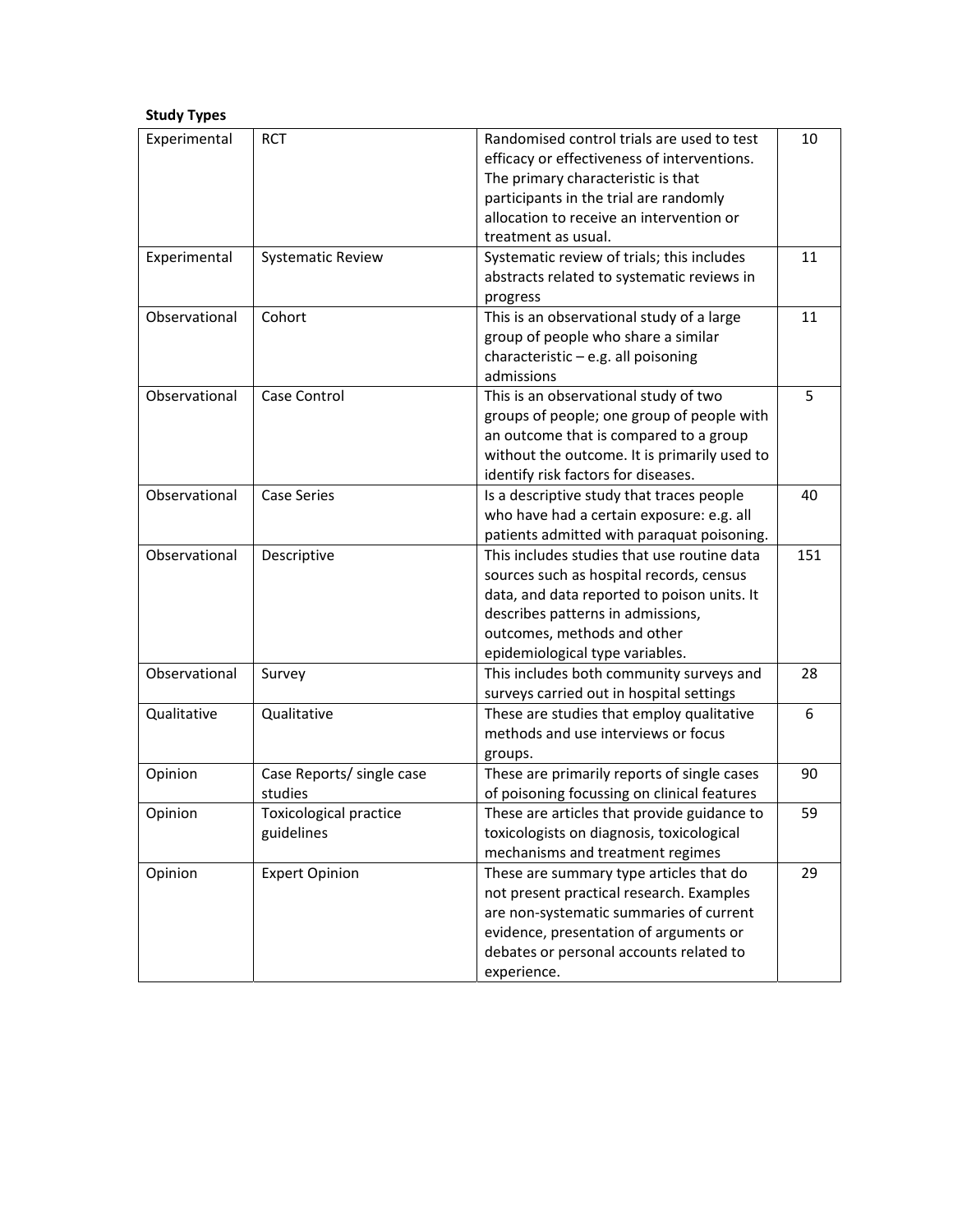**Study Types**

| | | | |
|---|---|---|---|
| Experimental | RCT | Randomised control trials are used to test efficacy or effectiveness of interventions. The primary characteristic is that participants in the trial are randomly allocation to receive an intervention or treatment as usual. | 10 |
| Experimental | Systematic Review | Systematic review of trials; this includes abstracts related to systematic reviews in progress | 11 |
| Observational | Cohort | This is an observational study of a large group of people who share a similar characteristic – e.g. all poisoning admissions | 11 |
| Observational | Case Control | This is an observational study of two groups of people; one group of people with an outcome that is compared to a group without the outcome. It is primarily used to identify risk factors for diseases. | 5 |
| Observational | Case Series | Is a descriptive study that traces people who have had a certain exposure: e.g. all patients admitted with paraquat poisoning. | 40 |
| Observational | Descriptive | This includes studies that use routine data sources such as hospital records, census data, and data reported to poison units. It describes patterns in admissions, outcomes, methods and other epidemiological type variables. | 151 |
| Observational | Survey | This includes both community surveys and surveys carried out in hospital settings | 28 |
| Qualitative | Qualitative | These are studies that employ qualitative methods and use interviews or focus groups. | 6 |
| Opinion | Case Reports/ single case studies | These are primarily reports of single cases of poisoning focussing on clinical features | 90 |
| Opinion | Toxicological practice guidelines | These are articles that provide guidance to toxicologists on diagnosis, toxicological mechanisms and treatment regimes | 59 |
| Opinion | Expert Opinion | These are summary type articles that do not present practical research. Examples are non-systematic summaries of current evidence, presentation of arguments or debates or personal accounts related to experience. | 29 |